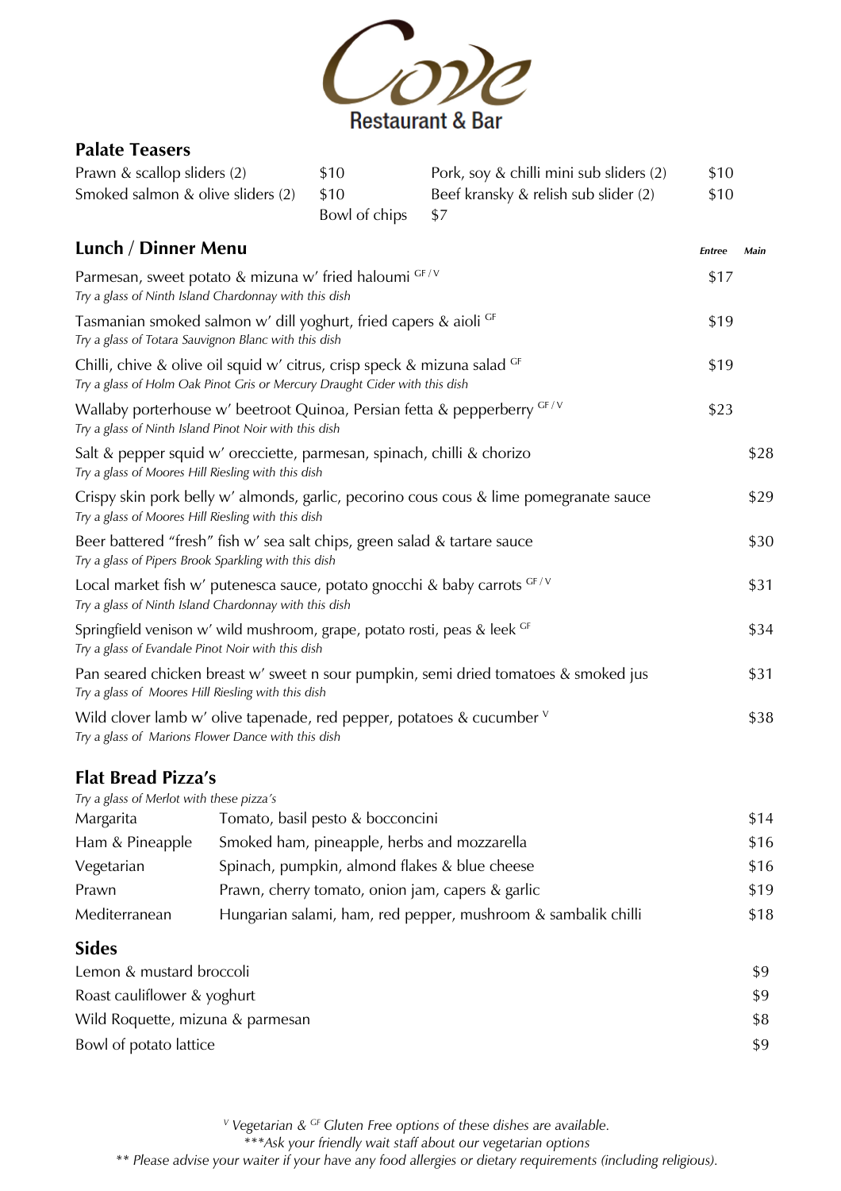# Cove Restaurant & Bar

## Palate Teasers

| | | | |
|---|---|---|---|
| Prawn & scallop sliders (2) | $10 | Pork, soy & chilli mini sub sliders (2) | $10 |
| Smoked salmon & olive sliders (2) | $10 | Beef kransky & relish sub slider (2) | $10 |
| | Bowl of chips | $7 | |

## Lunch / Dinner Menu

| | *Entree* | *Main* |
|---|---|---|
| Parmesan, sweet potato & mizuna w' fried haloumi GF / V<br>*Try a glass of Ninth Island Chardonnay with this dish* | $17 | |
| Tasmanian smoked salmon w' dill yoghurt, fried capers & aioli GF<br>*Try a glass of Totara Sauvignon Blanc with this dish* | $19 | |
| Chilli, chive & olive oil squid w' citrus, crisp speck & mizuna salad GF<br>*Try a glass of Holm Oak Pinot Gris or Mercury Draught Cider with this dish* | $19 | |
| Wallaby porterhouse w' beetroot Quinoa, Persian fetta & pepperberry GF / V<br>*Try a glass of Ninth Island Pinot Noir with this dish* | $23 | |
| Salt & pepper squid w' orecciette, parmesan, spinach, chilli & chorizo<br>*Try a glass of Moores Hill Riesling with this dish* | | $28 |
| Crispy skin pork belly w' almonds, garlic, pecorino cous cous & lime pomegranate sauce<br>*Try a glass of Moores Hill Riesling with this dish* | | $29 |
| Beer battered "fresh" fish w' sea salt chips, green salad & tartare sauce<br>*Try a glass of Pipers Brook Sparkling with this dish* | | $30 |
| Local market fish w' putenesca sauce, potato gnocchi & baby carrots GF / V<br>*Try a glass of Ninth Island Chardonnay with this dish* | | $31 |
| Springfield venison w' wild mushroom, grape, potato rosti, peas & leek GF<br>*Try a glass of Evandale Pinot Noir with this dish* | | $34 |
| Pan seared chicken breast w' sweet n sour pumpkin, semi dried tomatoes & smoked jus<br>*Try a glass of Moores Hill Riesling with this dish* | | $31 |
| Wild clover lamb w' olive tapenade, red pepper, potatoes & cucumber V<br>*Try a glass of Marions Flower Dance with this dish* | | $38 |

## Flat Bread Pizza's

*Try a glass of Merlot with these pizza's*

| | | |
|---|---|---|
| Margarita | Tomato, basil pesto & bocconcini | $14 |
| Ham & Pineapple | Smoked ham, pineapple, herbs and mozzarella | $16 |
| Vegetarian | Spinach, pumpkin, almond flakes & blue cheese | $16 |
| Prawn | Prawn, cherry tomato, onion jam, capers & garlic | $19 |
| Mediterranean | Hungarian salami, ham, red pepper, mushroom & sambalik chilli | $18 |

## Sides

| | |
|---|---|
| Lemon & mustard broccoli | $9 |
| Roast cauliflower & yoghurt | $9 |
| Wild Roquette, mizuna & parmesan | $8 |
| Bowl of potato lattice | $9 |

*V Vegetarian & GF Gluten Free options of these dishes are available.*

*\*\*\*Ask your friendly wait staff about our vegetarian options*

*\*\* Please advise your waiter if your have any food allergies or dietary requirements (including religious).*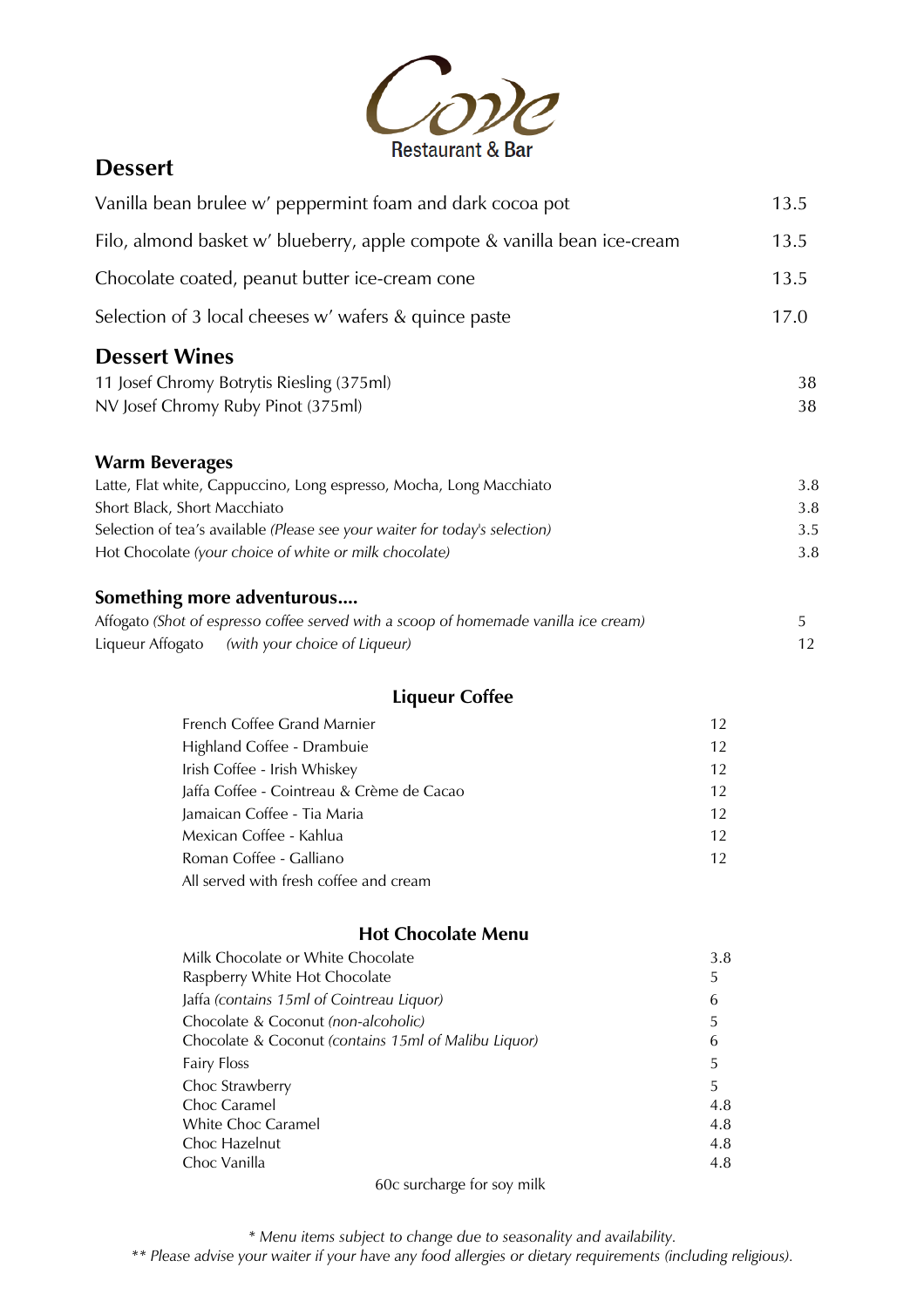Cove
Restaurant & Bar

## Dessert

| | |
|---|---|
| Vanilla bean brulee w' peppermint foam and dark cocoa pot | 13.5 |
| Filo, almond basket w' blueberry, apple compote & vanilla bean ice-cream | 13.5 |
| Chocolate coated, peanut butter ice-cream cone | 13.5 |
| Selection of 3 local cheeses w' wafers & quince paste | 17.0 |

## Dessert Wines

| | |
|---|---|
| 11 Josef Chromy Botrytis Riesling (375ml) | 38 |
| NV Josef Chromy Ruby Pinot (375ml) | 38 |

### Warm Beverages

| | |
|---|---|
| Latte, Flat white, Cappuccino, Long espresso, Mocha, Long Macchiato | 3.8 |
| Short Black, Short Macchiato | 3.8 |
| Selection of tea's available *(Please see your waiter for today's selection)* | 3.5 |
| Hot Chocolate *(your choice of white or milk chocolate)* | 3.8 |

### Something more adventurous....

| | |
|---|---|
| Affogato *(Shot of espresso coffee served with a scoop of homemade vanilla ice cream)* | 5 |
| Liqueur Affogato *(with your choice of Liqueur)* | 12 |

### Liqueur Coffee

| | |
|---|---|
| French Coffee Grand Marnier | 12 |
| Highland Coffee - Drambuie | 12 |
| Irish Coffee - Irish Whiskey | 12 |
| Jaffa Coffee - Cointreau & Crème de Cacao | 12 |
| Jamaican Coffee - Tia Maria | 12 |
| Mexican Coffee - Kahlua | 12 |
| Roman Coffee - Galliano | 12 |

All served with fresh coffee and cream

### Hot Chocolate Menu

| | |
|---|---|
| Milk Chocolate or White Chocolate | 3.8 |
| Raspberry White Hot Chocolate | 5 |
| Jaffa *(contains 15ml of Cointreau Liquor)* | 6 |
| Chocolate & Coconut *(non-alcoholic)* | 5 |
| Chocolate & Coconut *(contains 15ml of Malibu Liquor)* | 6 |
| Fairy Floss | 5 |
| Choc Strawberry | 5 |
| Choc Caramel | 4.8 |
| White Choc Caramel | 4.8 |
| Choc Hazelnut | 4.8 |
| Choc Vanilla | 4.8 |

60c surcharge for soy milk

*\* Menu items subject to change due to seasonality and availability.*
*\*\* Please advise your waiter if your have any food allergies or dietary requirements (including religious).*